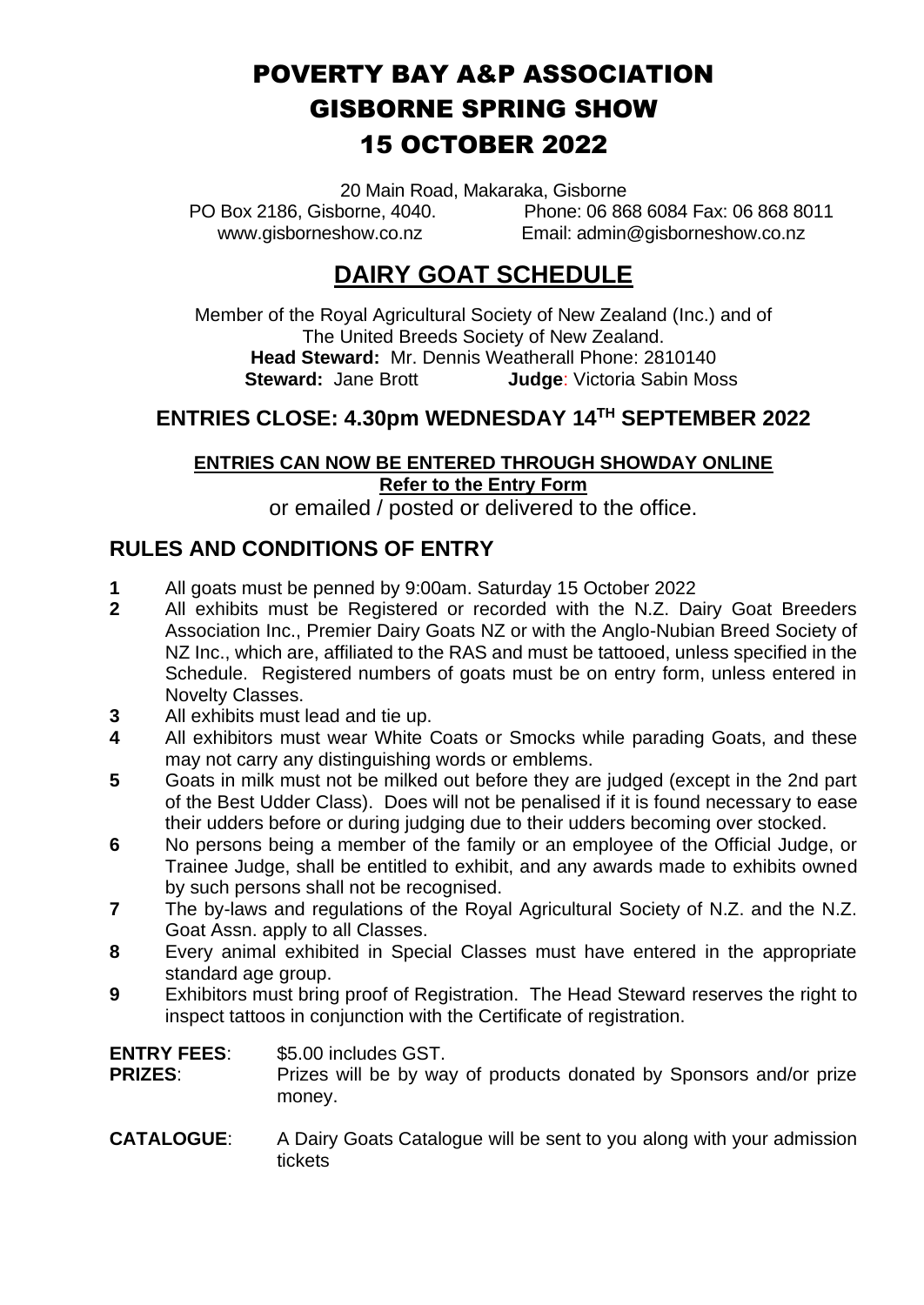# POVERTY BAY A&P ASSOCIATION
# GISBORNE SPRING SHOW
# 15 OCTOBER 2022

20 Main Road, Makaraka, Gisborne
PO Box 2186, Gisborne, 4040. Phone: 06 868 6084 Fax: 06 868 8011
www.gisborneshow.co.nz Email: admin@gisborneshow.co.nz

## DAIRY GOAT SCHEDULE

Member of the Royal Agricultural Society of New Zealand (Inc.) and of The United Breeds Society of New Zealand.
**Head Steward:** Mr. Dennis Weatherall Phone: 2810140
**Steward:** Jane Brott **Judge**: Victoria Sabin Moss

### ENTRIES CLOSE: 4.30pm WEDNESDAY 14TH SEPTEMBER 2022

**ENTRIES CAN NOW BE ENTERED THROUGH SHOWDAY ONLINE**
**Refer to the Entry Form**
or emailed / posted or delivered to the office.

## RULES AND CONDITIONS OF ENTRY

1. All goats must be penned by 9:00am. Saturday 15 October 2022
2. All exhibits must be Registered or recorded with the N.Z. Dairy Goat Breeders Association Inc., Premier Dairy Goats NZ or with the Anglo-Nubian Breed Society of NZ Inc., which are, affiliated to the RAS and must be tattooed, unless specified in the Schedule. Registered numbers of goats must be on entry form, unless entered in Novelty Classes.
3. All exhibits must lead and tie up.
4. All exhibitors must wear White Coats or Smocks while parading Goats, and these may not carry any distinguishing words or emblems.
5. Goats in milk must not be milked out before they are judged (except in the 2nd part of the Best Udder Class). Does will not be penalised if it is found necessary to ease their udders before or during judging due to their udders becoming over stocked.
6. No persons being a member of the family or an employee of the Official Judge, or Trainee Judge, shall be entitled to exhibit, and any awards made to exhibits owned by such persons shall not be recognised.
7. The by-laws and regulations of the Royal Agricultural Society of N.Z. and the N.Z. Goat Assn. apply to all Classes.
8. Every animal exhibited in Special Classes must have entered in the appropriate standard age group.
9. Exhibitors must bring proof of Registration. The Head Steward reserves the right to inspect tattoos in conjunction with the Certificate of registration.

**ENTRY FEES**: $5.00 includes GST.

**PRIZES**: Prizes will be by way of products donated by Sponsors and/or prize money.

**CATALOGUE**: A Dairy Goats Catalogue will be sent to you along with your admission tickets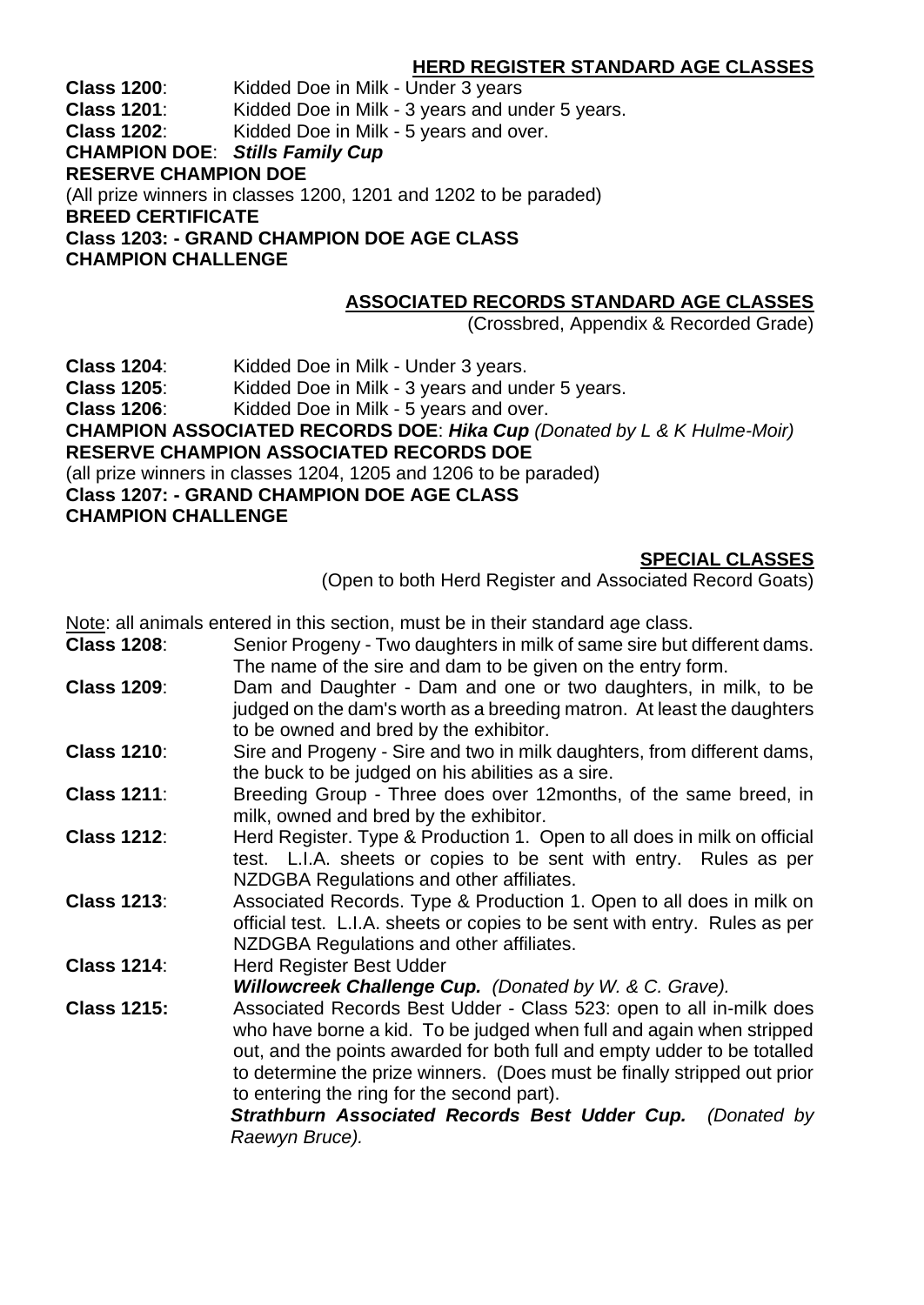## HERD REGISTER STANDARD AGE CLASSES

**Class 1200**: Kidded Doe in Milk - Under 3 years
**Class 1201**: Kidded Doe in Milk - 3 years and under 5 years.
**Class 1202**: Kidded Doe in Milk - 5 years and over.
**CHAMPION DOE**: ***Stills Family Cup***
**RESERVE CHAMPION DOE**
(All prize winners in classes 1200, 1201 and 1202 to be paraded)
**BREED CERTIFICATE**
**Class 1203: - GRAND CHAMPION DOE AGE CLASS**
**CHAMPION CHALLENGE**

## ASSOCIATED RECORDS STANDARD AGE CLASSES

(Crossbred, Appendix & Recorded Grade)

**Class 1204**: Kidded Doe in Milk - Under 3 years.
**Class 1205**: Kidded Doe in Milk - 3 years and under 5 years.
**Class 1206**: Kidded Doe in Milk - 5 years and over.
**CHAMPION ASSOCIATED RECORDS DOE**: ***Hika Cup*** *(Donated by L & K Hulme-Moir)*
**RESERVE CHAMPION ASSOCIATED RECORDS DOE**
(all prize winners in classes 1204, 1205 and 1206 to be paraded)
**Class 1207: - GRAND CHAMPION DOE AGE CLASS**
**CHAMPION CHALLENGE**

## SPECIAL CLASSES

(Open to both Herd Register and Associated Record Goats)

Note: all animals entered in this section, must be in their standard age class.

**Class 1208**: Senior Progeny - Two daughters in milk of same sire but different dams. The name of the sire and dam to be given on the entry form.

**Class 1209**: Dam and Daughter - Dam and one or two daughters, in milk, to be judged on the dam's worth as a breeding matron. At least the daughters to be owned and bred by the exhibitor.

**Class 1210**: Sire and Progeny - Sire and two in milk daughters, from different dams, the buck to be judged on his abilities as a sire.

**Class 1211**: Breeding Group - Three does over 12months, of the same breed, in milk, owned and bred by the exhibitor.

**Class 1212**: Herd Register. Type & Production 1. Open to all does in milk on official test. L.I.A. sheets or copies to be sent with entry. Rules as per NZDGBA Regulations and other affiliates.

**Class 1213**: Associated Records. Type & Production 1. Open to all does in milk on official test. L.I.A. sheets or copies to be sent with entry. Rules as per NZDGBA Regulations and other affiliates.

**Class 1214**: Herd Register Best Udder
***Willowcreek Challenge Cup.*** *(Donated by W. & C. Grave).*

**Class 1215:** Associated Records Best Udder - Class 523: open to all in-milk does who have borne a kid. To be judged when full and again when stripped out, and the points awarded for both full and empty udder to be totalled to determine the prize winners. (Does must be finally stripped out prior to entering the ring for the second part).
***Strathburn Associated Records Best Udder Cup.*** *(Donated by Raewyn Bruce).*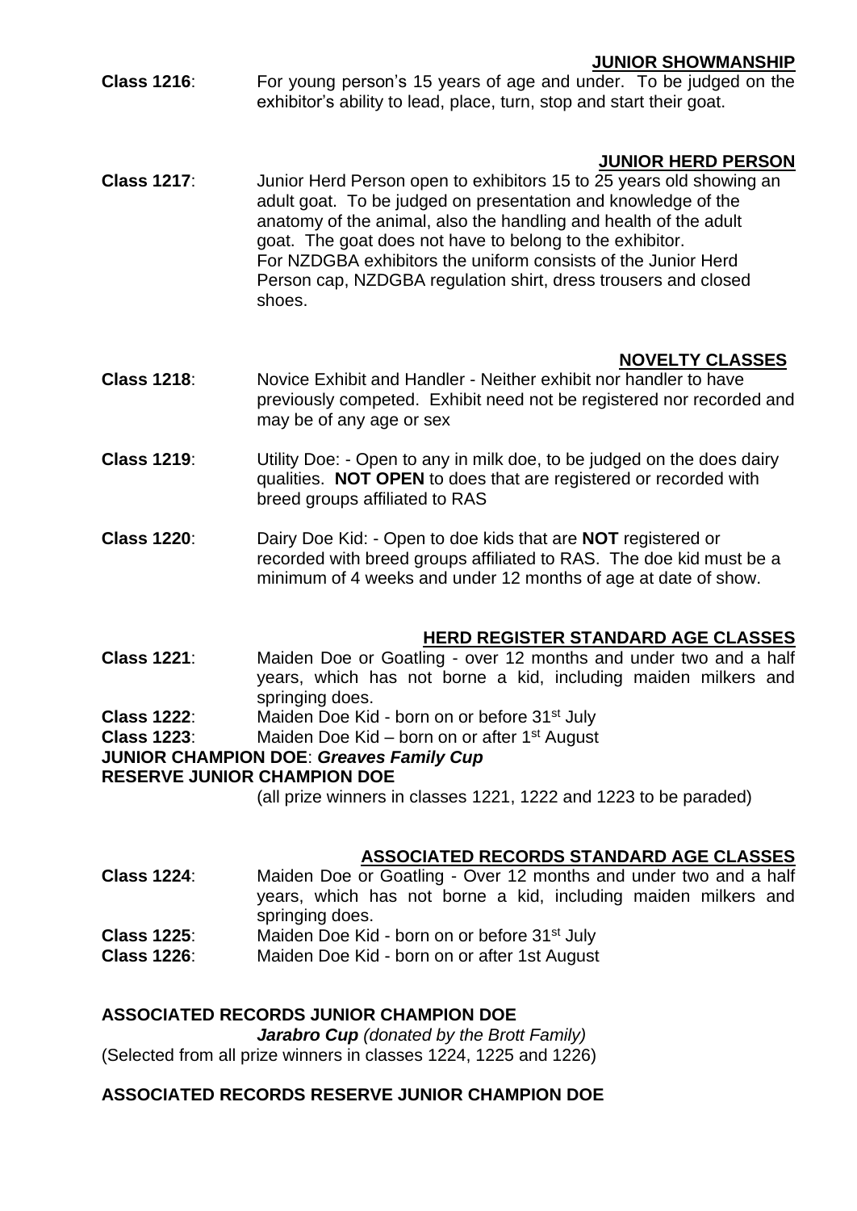## JUNIOR SHOWMANSHIP

**Class 1216**: For young person's 15 years of age and under. To be judged on the exhibitor's ability to lead, place, turn, stop and start their goat.

## JUNIOR HERD PERSON

**Class 1217**: Junior Herd Person open to exhibitors 15 to 25 years old showing an adult goat. To be judged on presentation and knowledge of the anatomy of the animal, also the handling and health of the adult goat. The goat does not have to belong to the exhibitor.
For NZDGBA exhibitors the uniform consists of the Junior Herd Person cap, NZDGBA regulation shirt, dress trousers and closed shoes.

## NOVELTY CLASSES

**Class 1218**: Novice Exhibit and Handler - Neither exhibit nor handler to have previously competed. Exhibit need not be registered nor recorded and may be of any age or sex

**Class 1219**: Utility Doe: - Open to any in milk doe, to be judged on the does dairy qualities. **NOT OPEN** to does that are registered or recorded with breed groups affiliated to RAS

**Class 1220**: Dairy Doe Kid: - Open to doe kids that are **NOT** registered or recorded with breed groups affiliated to RAS. The doe kid must be a minimum of 4 weeks and under 12 months of age at date of show.

## HERD REGISTER STANDARD AGE CLASSES

**Class 1221**: Maiden Doe or Goatling - over 12 months and under two and a half years, which has not borne a kid, including maiden milkers and springing does.

**Class 1222**: Maiden Doe Kid - born on or before 31st July

**Class 1223**: Maiden Doe Kid – born on or after 1st August

**JUNIOR CHAMPION DOE**: ***Greaves Family Cup***

**RESERVE JUNIOR CHAMPION DOE**

(all prize winners in classes 1221, 1222 and 1223 to be paraded)

## ASSOCIATED RECORDS STANDARD AGE CLASSES

**Class 1224**: Maiden Doe or Goatling - Over 12 months and under two and a half years, which has not borne a kid, including maiden milkers and springing does.

**Class 1225**: Maiden Doe Kid - born on or before 31st July

**Class 1226**: Maiden Doe Kid - born on or after 1st August

**ASSOCIATED RECORDS JUNIOR CHAMPION DOE**

***Jarabro Cup*** *(donated by the Brott Family)*

(Selected from all prize winners in classes 1224, 1225 and 1226)

**ASSOCIATED RECORDS RESERVE JUNIOR CHAMPION DOE**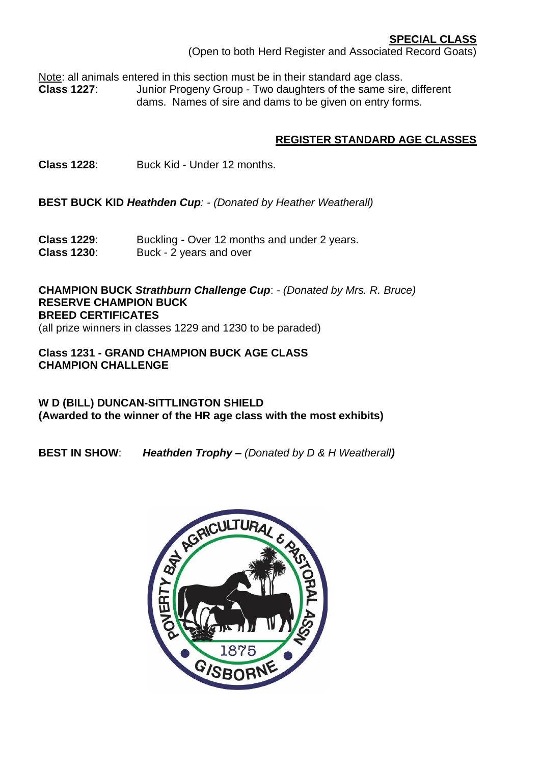## SPECIAL CLASS

(Open to both Herd Register and Associated Record Goats)

Note: all animals entered in this section must be in their standard age class.

**Class 1227**: Junior Progeny Group - Two daughters of the same sire, different dams. Names of sire and dams to be given on entry forms.

## REGISTER STANDARD AGE CLASSES

**Class 1228**: Buck Kid - Under 12 months.

**BEST BUCK KID *Heathden Cup**: - (Donated by Heather Weatherall)*

**Class 1229**: Buckling - Over 12 months and under 2 years.
**Class 1230**: Buck - 2 years and over

**CHAMPION BUCK *Strathburn Challenge Cup***: - *(Donated by Mrs. R. Bruce)*
**RESERVE CHAMPION BUCK**
**BREED CERTIFICATES**
(all prize winners in classes 1229 and 1230 to be paraded)

**Class 1231 - GRAND CHAMPION BUCK AGE CLASS**
**CHAMPION CHALLENGE**

**W D (BILL) DUNCAN-SITTLINGTON SHIELD**
**(Awarded to the winner of the HR age class with the most exhibits)**

**BEST IN SHOW**: ***Heathden Trophy –** (Donated by D & H Weatherall**)***

POVERTY BAY AGRICULTURAL & PASTORAL ASSN
1875
GISBORNE